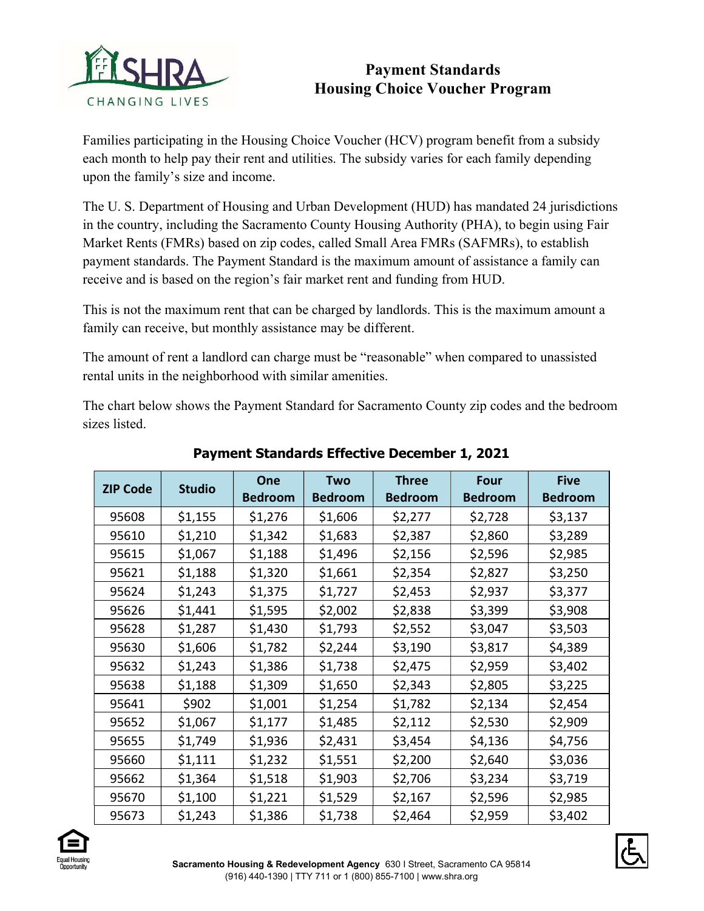# Payment Standards
## Housing Choice Voucher Program

Families participating in the Housing Choice Voucher (HCV) program benefit from a subsidy each month to help pay their rent and utilities. The subsidy varies for each family depending upon the family's size and income.

The U. S. Department of Housing and Urban Development (HUD) has mandated 24 jurisdictions in the country, including the Sacramento County Housing Authority (PHA), to begin using Fair Market Rents (FMRs) based on zip codes, called Small Area FMRs (SAFMRs), to establish payment standards. The Payment Standard is the maximum amount of assistance a family can receive and is based on the region's fair market rent and funding from HUD.

This is not the maximum rent that can be charged by landlords. This is the maximum amount a family can receive, but monthly assistance may be different.

The amount of rent a landlord can charge must be "reasonable" when compared to unassisted rental units in the neighborhood with similar amenities.

The chart below shows the Payment Standard for Sacramento County zip codes and the bedroom sizes listed.

### Payment Standards Effective December 1, 2021

| ZIP Code | Studio | One Bedroom | Two Bedroom | Three Bedroom | Four Bedroom | Five Bedroom |
|---|---|---|---|---|---|---|
| 95608 | $1,155 | $1,276 | $1,606 | $2,277 | $2,728 | $3,137 |
| 95610 | $1,210 | $1,342 | $1,683 | $2,387 | $2,860 | $3,289 |
| 95615 | $1,067 | $1,188 | $1,496 | $2,156 | $2,596 | $2,985 |
| 95621 | $1,188 | $1,320 | $1,661 | $2,354 | $2,827 | $3,250 |
| 95624 | $1,243 | $1,375 | $1,727 | $2,453 | $2,937 | $3,377 |
| 95626 | $1,441 | $1,595 | $2,002 | $2,838 | $3,399 | $3,908 |
| 95628 | $1,287 | $1,430 | $1,793 | $2,552 | $3,047 | $3,503 |
| 95630 | $1,606 | $1,782 | $2,244 | $3,190 | $3,817 | $4,389 |
| 95632 | $1,243 | $1,386 | $1,738 | $2,475 | $2,959 | $3,402 |
| 95638 | $1,188 | $1,309 | $1,650 | $2,343 | $2,805 | $3,225 |
| 95641 | $902 | $1,001 | $1,254 | $1,782 | $2,134 | $2,454 |
| 95652 | $1,067 | $1,177 | $1,485 | $2,112 | $2,530 | $2,909 |
| 95655 | $1,749 | $1,936 | $2,431 | $3,454 | $4,136 | $4,756 |
| 95660 | $1,111 | $1,232 | $1,551 | $2,200 | $2,640 | $3,036 |
| 95662 | $1,364 | $1,518 | $1,903 | $2,706 | $3,234 | $3,719 |
| 95670 | $1,100 | $1,221 | $1,529 | $2,167 | $2,596 | $2,985 |
| 95673 | $1,243 | $1,386 | $1,738 | $2,464 | $2,959 | $3,402 |

**Sacramento Housing & Redevelopment Agency** 630 I Street, Sacramento CA 95814
(916) 440-1390 | TTY 711 or 1 (800) 855-7100 | www.shra.org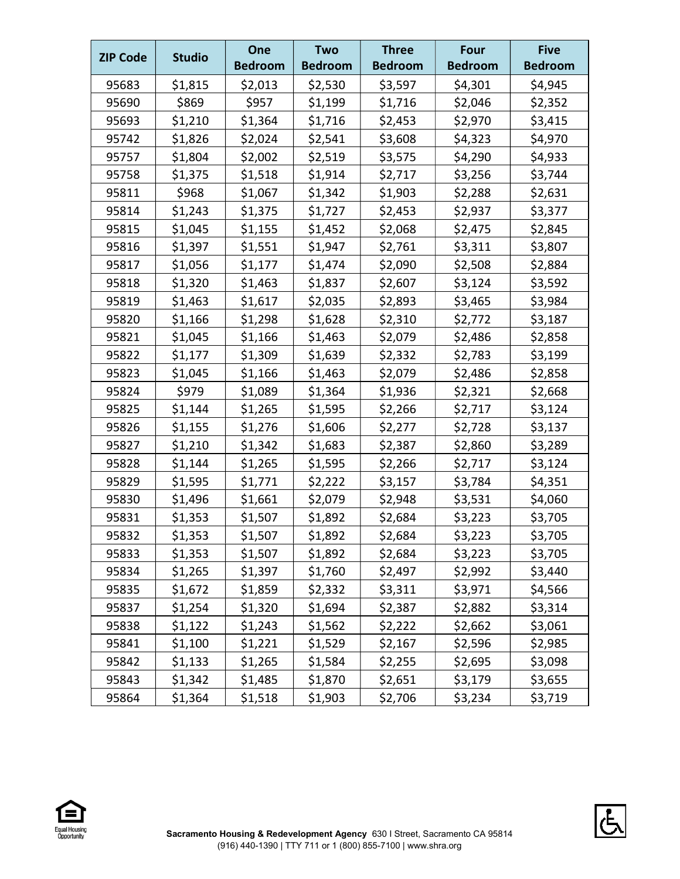| ZIP Code | Studio | One Bedroom | Two Bedroom | Three Bedroom | Four Bedroom | Five Bedroom |
|---|---|---|---|---|---|---|
| 95683 | $1,815 | $2,013 | $2,530 | $3,597 | $4,301 | $4,945 |
| 95690 | $869 | $957 | $1,199 | $1,716 | $2,046 | $2,352 |
| 95693 | $1,210 | $1,364 | $1,716 | $2,453 | $2,970 | $3,415 |
| 95742 | $1,826 | $2,024 | $2,541 | $3,608 | $4,323 | $4,970 |
| 95757 | $1,804 | $2,002 | $2,519 | $3,575 | $4,290 | $4,933 |
| 95758 | $1,375 | $1,518 | $1,914 | $2,717 | $3,256 | $3,744 |
| 95811 | $968 | $1,067 | $1,342 | $1,903 | $2,288 | $2,631 |
| 95814 | $1,243 | $1,375 | $1,727 | $2,453 | $2,937 | $3,377 |
| 95815 | $1,045 | $1,155 | $1,452 | $2,068 | $2,475 | $2,845 |
| 95816 | $1,397 | $1,551 | $1,947 | $2,761 | $3,311 | $3,807 |
| 95817 | $1,056 | $1,177 | $1,474 | $2,090 | $2,508 | $2,884 |
| 95818 | $1,320 | $1,463 | $1,837 | $2,607 | $3,124 | $3,592 |
| 95819 | $1,463 | $1,617 | $2,035 | $2,893 | $3,465 | $3,984 |
| 95820 | $1,166 | $1,298 | $1,628 | $2,310 | $2,772 | $3,187 |
| 95821 | $1,045 | $1,166 | $1,463 | $2,079 | $2,486 | $2,858 |
| 95822 | $1,177 | $1,309 | $1,639 | $2,332 | $2,783 | $3,199 |
| 95823 | $1,045 | $1,166 | $1,463 | $2,079 | $2,486 | $2,858 |
| 95824 | $979 | $1,089 | $1,364 | $1,936 | $2,321 | $2,668 |
| 95825 | $1,144 | $1,265 | $1,595 | $2,266 | $2,717 | $3,124 |
| 95826 | $1,155 | $1,276 | $1,606 | $2,277 | $2,728 | $3,137 |
| 95827 | $1,210 | $1,342 | $1,683 | $2,387 | $2,860 | $3,289 |
| 95828 | $1,144 | $1,265 | $1,595 | $2,266 | $2,717 | $3,124 |
| 95829 | $1,595 | $1,771 | $2,222 | $3,157 | $3,784 | $4,351 |
| 95830 | $1,496 | $1,661 | $2,079 | $2,948 | $3,531 | $4,060 |
| 95831 | $1,353 | $1,507 | $1,892 | $2,684 | $3,223 | $3,705 |
| 95832 | $1,353 | $1,507 | $1,892 | $2,684 | $3,223 | $3,705 |
| 95833 | $1,353 | $1,507 | $1,892 | $2,684 | $3,223 | $3,705 |
| 95834 | $1,265 | $1,397 | $1,760 | $2,497 | $2,992 | $3,440 |
| 95835 | $1,672 | $1,859 | $2,332 | $3,311 | $3,971 | $4,566 |
| 95837 | $1,254 | $1,320 | $1,694 | $2,387 | $2,882 | $3,314 |
| 95838 | $1,122 | $1,243 | $1,562 | $2,222 | $2,662 | $3,061 |
| 95841 | $1,100 | $1,221 | $1,529 | $2,167 | $2,596 | $2,985 |
| 95842 | $1,133 | $1,265 | $1,584 | $2,255 | $2,695 | $3,098 |
| 95843 | $1,342 | $1,485 | $1,870 | $2,651 | $3,179 | $3,655 |
| 95864 | $1,364 | $1,518 | $1,903 | $2,706 | $3,234 | $3,719 |

Equal Housing Opportunity

**Sacramento Housing & Redevelopment Agency** 630 I Street, Sacramento CA 95814
(916) 440-1390 | TTY 711 or 1 (800) 855-7100 | www.shra.org